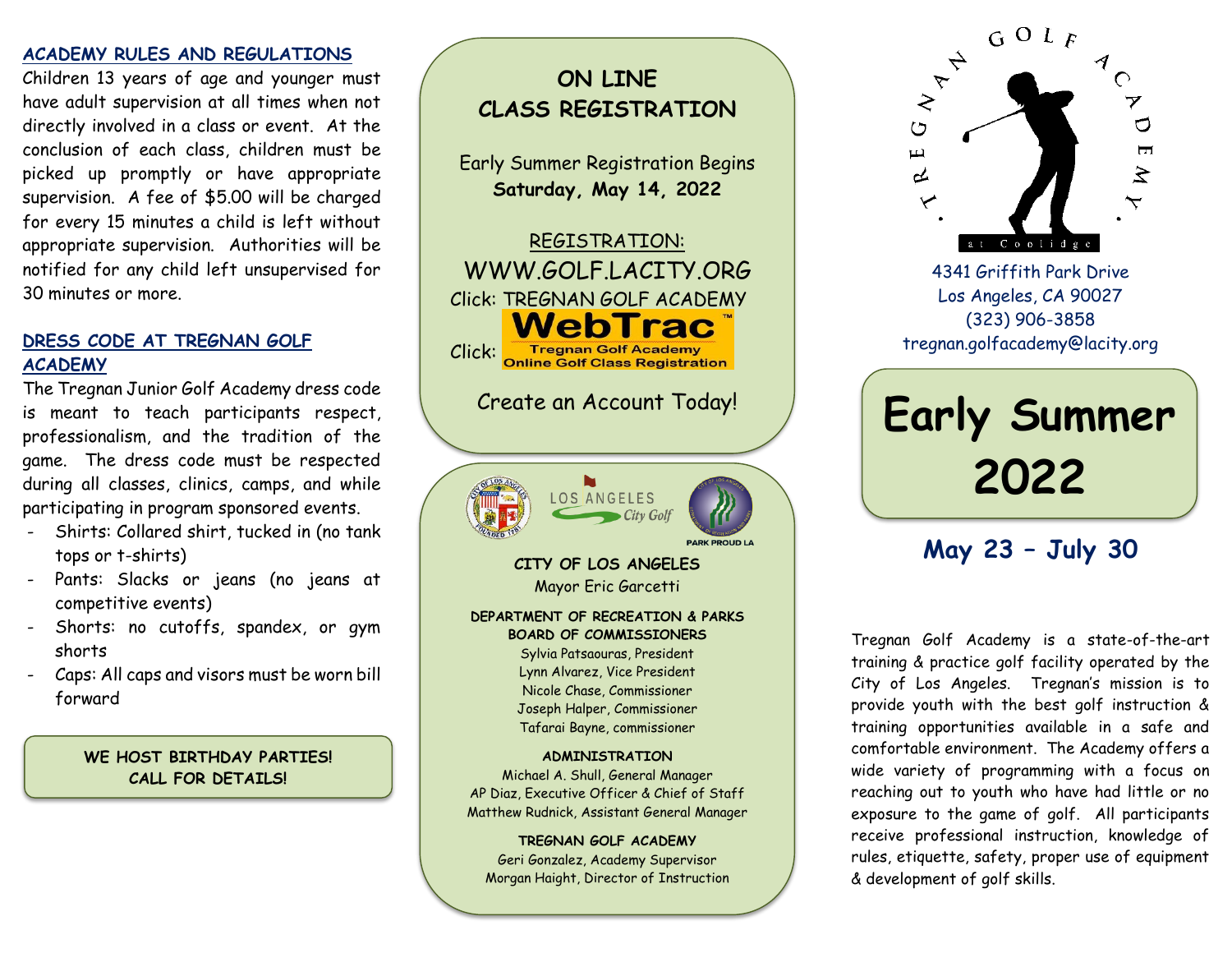## ACADEMY RULES AND REGULATIONS

Children 13 years of age and younger must have adult supervision at all times when not directly involved in a class or event. At the conclusion of each class, children must be picked up promptly or have appropriate supervision. A fee of $5.00 will be charged for every 15 minutes a child is left without appropriate supervision. Authorities will be notified for any child left unsupervised for 30 minutes or more.

## DRESS CODE AT TREGNAN GOLF ACADEMY

The Tregnan Junior Golf Academy dress code is meant to teach participants respect, professionalism, and the tradition of the game. The dress code must be respected during all classes, clinics, camps, and while participating in program sponsored events.

- Shirts: Collared shirt, tucked in (no tank tops or t-shirts)
- Pants: Slacks or jeans (no jeans at competitive events)
- Shorts: no cutoffs, spandex, or gym shorts
- Caps: All caps and visors must be worn bill forward

**WE HOST BIRTHDAY PARTIES!**
**CALL FOR DETAILS!**

## ON LINE CLASS REGISTRATION

Early Summer Registration Begins **Saturday, May 14, 2022**

REGISTRATION:
WWW.GOLF.LACITY.ORG
Click: TREGNAN GOLF ACADEMY
Click: WebTrac™ Tregnan Golf Academy Online Golf Class Registration

Create an Account Today!

LOS ANGELES City Golf
PARK PROUD LA

**CITY OF LOS ANGELES**
Mayor Eric Garcetti

**DEPARTMENT OF RECREATION & PARKS BOARD OF COMMISSIONERS**
Sylvia Patsaouras, President
Lynn Alvarez, Vice President
Nicole Chase, Commissioner
Joseph Halper, Commissioner
Tafarai Bayne, commissioner

**ADMINISTRATION**
Michael A. Shull, General Manager
AP Diaz, Executive Officer & Chief of Staff
Matthew Rudnick, Assistant General Manager

**TREGNAN GOLF ACADEMY**
Geri Gonzalez, Academy Supervisor
Morgan Haight, Director of Instruction

TREGNAN GOLF ACADEMY at Coolidge

4341 Griffith Park Drive
Los Angeles, CA 90027
(323) 906-3858
tregnan.golfacademy@lacity.org

# Early Summer 2022

## May 23 – July 30

Tregnan Golf Academy is a state-of-the-art training & practice golf facility operated by the City of Los Angeles. Tregnan's mission is to provide youth with the best golf instruction & training opportunities available in a safe and comfortable environment. The Academy offers a wide variety of programming with a focus on reaching out to youth who have had little or no exposure to the game of golf. All participants receive professional instruction, knowledge of rules, etiquette, safety, proper use of equipment & development of golf skills.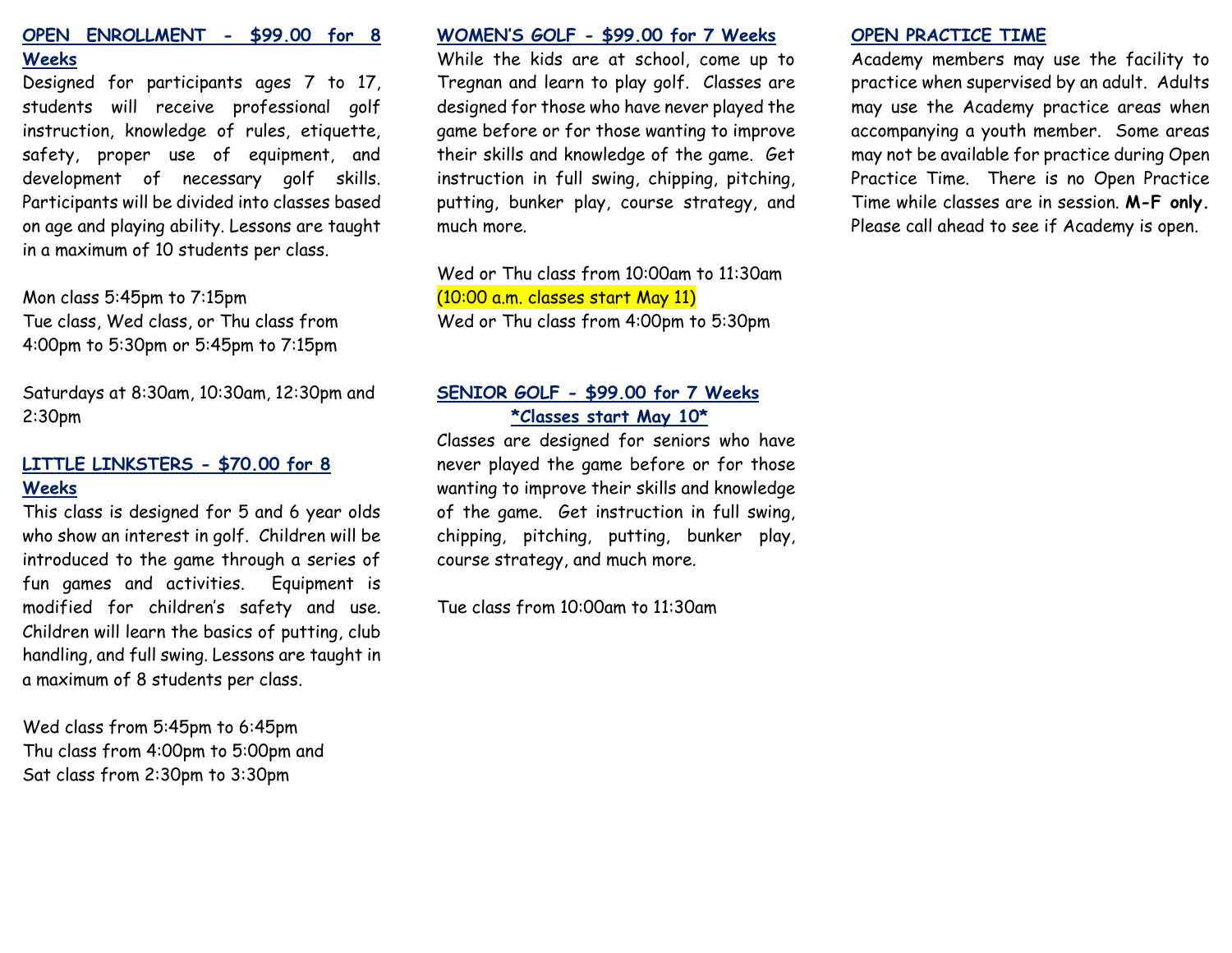## OPEN ENROLLMENT - $99.00 for 8 Weeks

Designed for participants ages 7 to 17, students will receive professional golf instruction, knowledge of rules, etiquette, safety, proper use of equipment, and development of necessary golf skills. Participants will be divided into classes based on age and playing ability. Lessons are taught in a maximum of 10 students per class.

Mon class 5:45pm to 7:15pm
Tue class, Wed class, or Thu class from 4:00pm to 5:30pm or 5:45pm to 7:15pm

Saturdays at 8:30am, 10:30am, 12:30pm and 2:30pm

## LITTLE LINKSTERS - $70.00 for 8 Weeks

This class is designed for 5 and 6 year olds who show an interest in golf. Children will be introduced to the game through a series of fun games and activities. Equipment is modified for children's safety and use. Children will learn the basics of putting, club handling, and full swing. Lessons are taught in a maximum of 8 students per class.

Wed class from 5:45pm to 6:45pm
Thu class from 4:00pm to 5:00pm and
Sat class from 2:30pm to 3:30pm

## WOMEN'S GOLF - $99.00 for 7 Weeks

While the kids are at school, come up to Tregnan and learn to play golf. Classes are designed for those who have never played the game before or for those wanting to improve their skills and knowledge of the game. Get instruction in full swing, chipping, pitching, putting, bunker play, course strategy, and much more.

Wed or Thu class from 10:00am to 11:30am
(10:00 a.m. classes start May 11)
Wed or Thu class from 4:00pm to 5:30pm

## SENIOR GOLF - $99.00 for 7 Weeks
### *Classes start May 10*

Classes are designed for seniors who have never played the game before or for those wanting to improve their skills and knowledge of the game. Get instruction in full swing, chipping, pitching, putting, bunker play, course strategy, and much more.

Tue class from 10:00am to 11:30am

## OPEN PRACTICE TIME

Academy members may use the facility to practice when supervised by an adult. Adults may use the Academy practice areas when accompanying a youth member. Some areas may not be available for practice during Open Practice Time. There is no Open Practice Time while classes are in session. **M-F only.** Please call ahead to see if Academy is open.